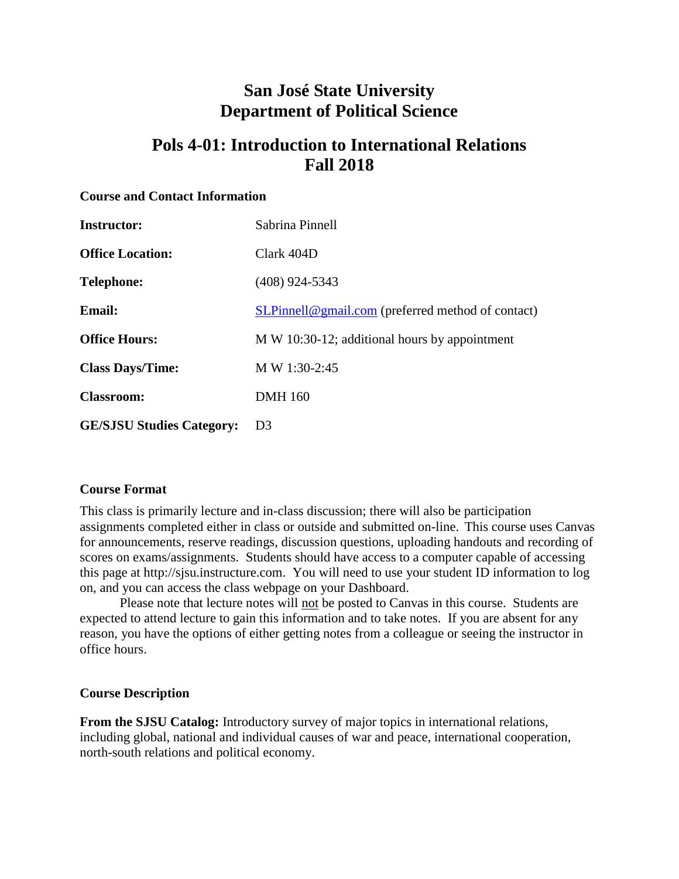# San José State University
# Department of Political Science

## Pols 4-01: Introduction to International Relations
## Fall 2018

### Course and Contact Information

| | |
|---|---|
| **Instructor:** | Sabrina Pinnell |
| **Office Location:** | Clark 404D |
| **Telephone:** | (408) 924-5343 |
| **Email:** | SLPinnell@gmail.com (preferred method of contact) |
| **Office Hours:** | M W 10:30-12; additional hours by appointment |
| **Class Days/Time:** | M W 1:30-2:45 |
| **Classroom:** | DMH 160 |
| **GE/SJSU Studies Category:** | D3 |

### Course Format

This class is primarily lecture and in-class discussion; there will also be participation assignments completed either in class or outside and submitted on-line. This course uses Canvas for announcements, reserve readings, discussion questions, uploading handouts and recording of scores on exams/assignments. Students should have access to a computer capable of accessing this page at http://sjsu.instructure.com. You will need to use your student ID information to log on, and you can access the class webpage on your Dashboard.

Please note that lecture notes will not be posted to Canvas in this course. Students are expected to attend lecture to gain this information and to take notes. If you are absent for any reason, you have the options of either getting notes from a colleague or seeing the instructor in office hours.

### Course Description

**From the SJSU Catalog:** Introductory survey of major topics in international relations, including global, national and individual causes of war and peace, international cooperation, north-south relations and political economy.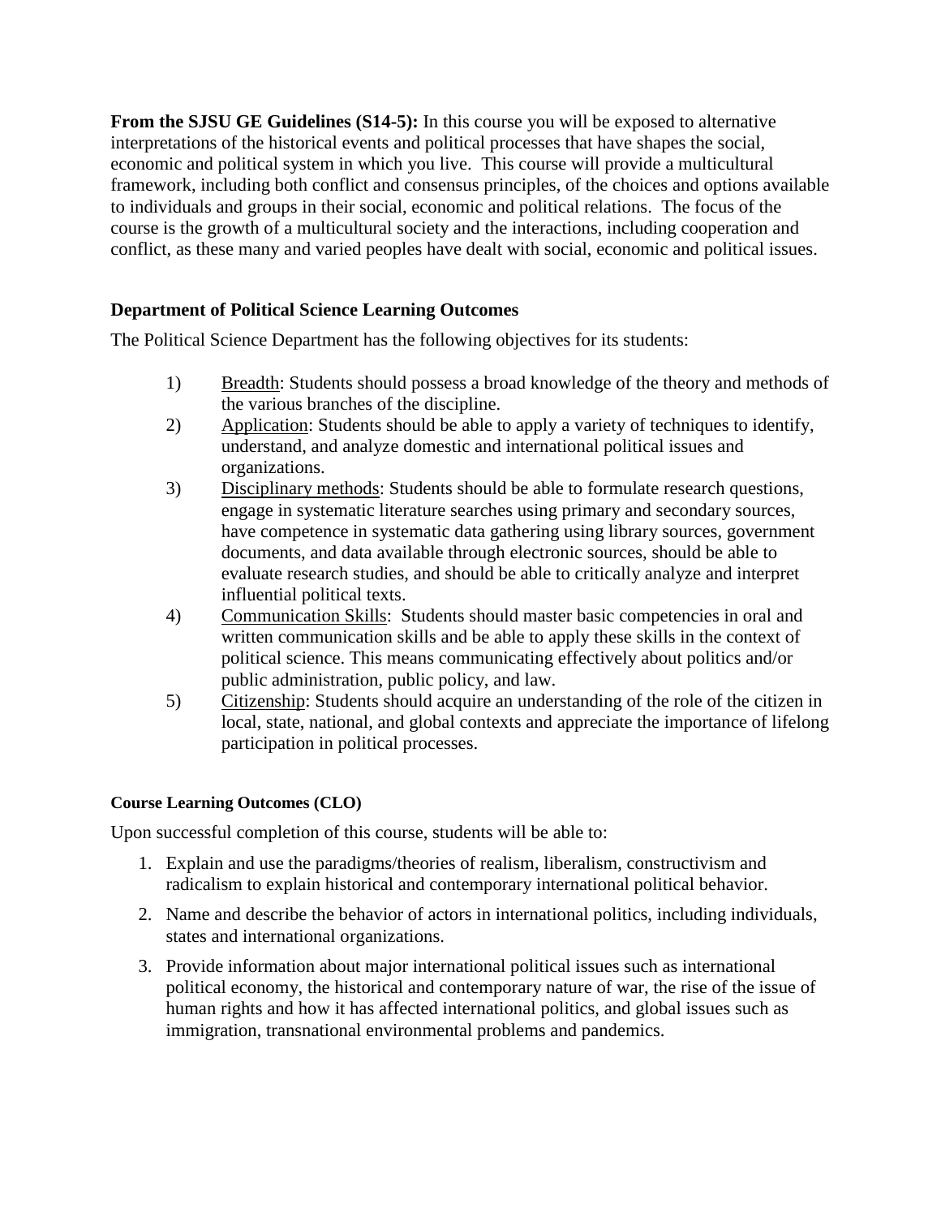**From the SJSU GE Guidelines (S14-5):** In this course you will be exposed to alternative interpretations of the historical events and political processes that have shapes the social, economic and political system in which you live. This course will provide a multicultural framework, including both conflict and consensus principles, of the choices and options available to individuals and groups in their social, economic and political relations. The focus of the course is the growth of a multicultural society and the interactions, including cooperation and conflict, as these many and varied peoples have dealt with social, economic and political issues.

### Department of Political Science Learning Outcomes

The Political Science Department has the following objectives for its students:

1) Breadth: Students should possess a broad knowledge of the theory and methods of the various branches of the discipline.
2) Application: Students should be able to apply a variety of techniques to identify, understand, and analyze domestic and international political issues and organizations.
3) Disciplinary methods: Students should be able to formulate research questions, engage in systematic literature searches using primary and secondary sources, have competence in systematic data gathering using library sources, government documents, and data available through electronic sources, should be able to evaluate research studies, and should be able to critically analyze and interpret influential political texts.
4) Communication Skills: Students should master basic competencies in oral and written communication skills and be able to apply these skills in the context of political science. This means communicating effectively about politics and/or public administration, public policy, and law.
5) Citizenship: Students should acquire an understanding of the role of the citizen in local, state, national, and global contexts and appreciate the importance of lifelong participation in political processes.

#### Course Learning Outcomes (CLO)

Upon successful completion of this course, students will be able to:

1. Explain and use the paradigms/theories of realism, liberalism, constructivism and radicalism to explain historical and contemporary international political behavior.
2. Name and describe the behavior of actors in international politics, including individuals, states and international organizations.
3. Provide information about major international political issues such as international political economy, the historical and contemporary nature of war, the rise of the issue of human rights and how it has affected international politics, and global issues such as immigration, transnational environmental problems and pandemics.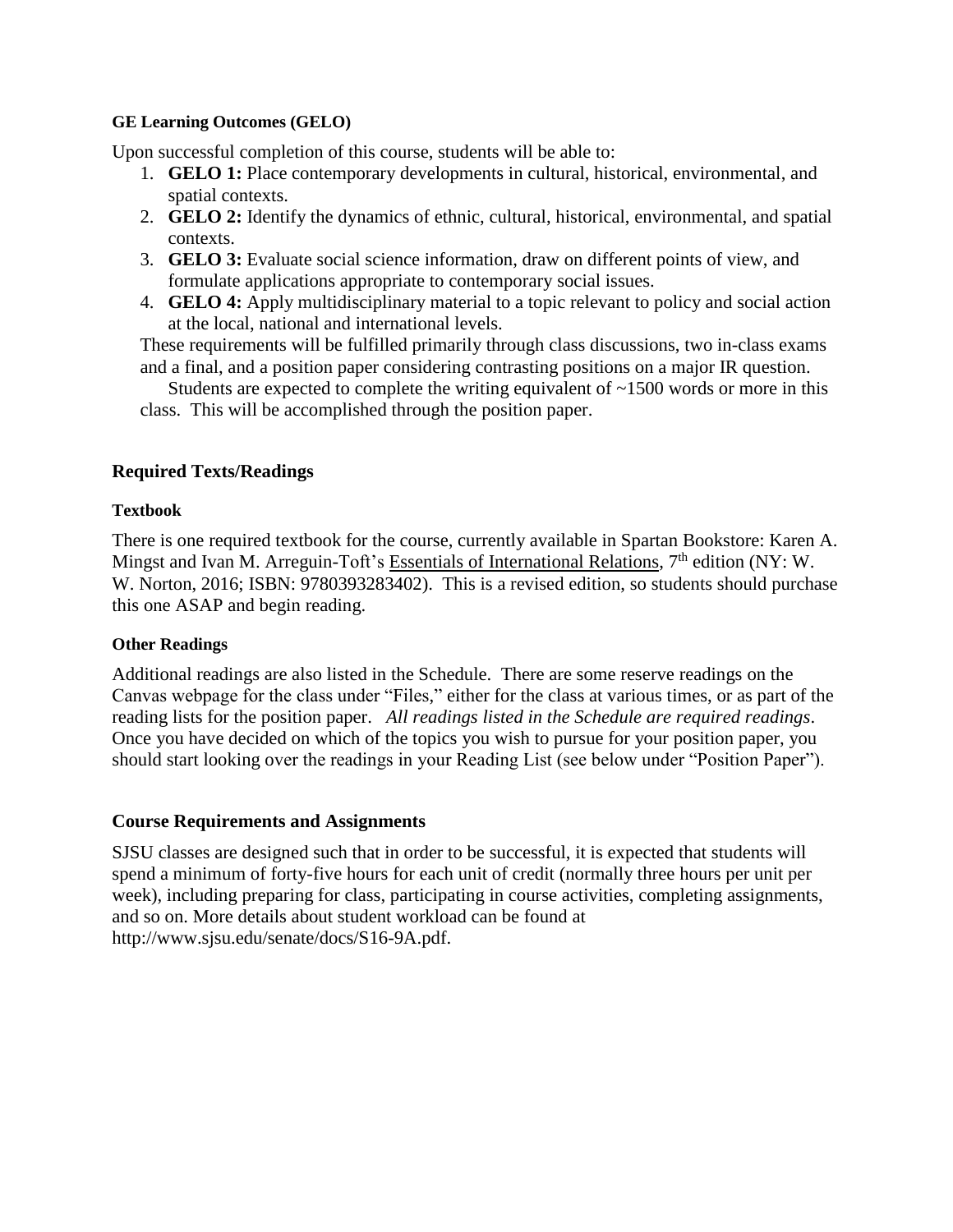### GE Learning Outcomes (GELO)

Upon successful completion of this course, students will be able to:

1. **GELO 1:** Place contemporary developments in cultural, historical, environmental, and spatial contexts.
2. **GELO 2:** Identify the dynamics of ethnic, cultural, historical, environmental, and spatial contexts.
3. **GELO 3:** Evaluate social science information, draw on different points of view, and formulate applications appropriate to contemporary social issues.
4. **GELO 4:** Apply multidisciplinary material to a topic relevant to policy and social action at the local, national and international levels.

These requirements will be fulfilled primarily through class discussions, two in-class exams and a final, and a position paper considering contrasting positions on a major IR question.

Students are expected to complete the writing equivalent of ~1500 words or more in this class. This will be accomplished through the position paper.

## Required Texts/Readings

### Textbook

There is one required textbook for the course, currently available in Spartan Bookstore: Karen A. Mingst and Ivan M. Arreguin-Toft's Essentials of International Relations, 7th edition (NY: W. W. Norton, 2016; ISBN: 9780393283402). This is a revised edition, so students should purchase this one ASAP and begin reading.

### Other Readings

Additional readings are also listed in the Schedule. There are some reserve readings on the Canvas webpage for the class under "Files," either for the class at various times, or as part of the reading lists for the position paper. *All readings listed in the Schedule are required readings*. Once you have decided on which of the topics you wish to pursue for your position paper, you should start looking over the readings in your Reading List (see below under "Position Paper").

## Course Requirements and Assignments

SJSU classes are designed such that in order to be successful, it is expected that students will spend a minimum of forty-five hours for each unit of credit (normally three hours per unit per week), including preparing for class, participating in course activities, completing assignments, and so on. More details about student workload can be found at http://www.sjsu.edu/senate/docs/S16-9A.pdf.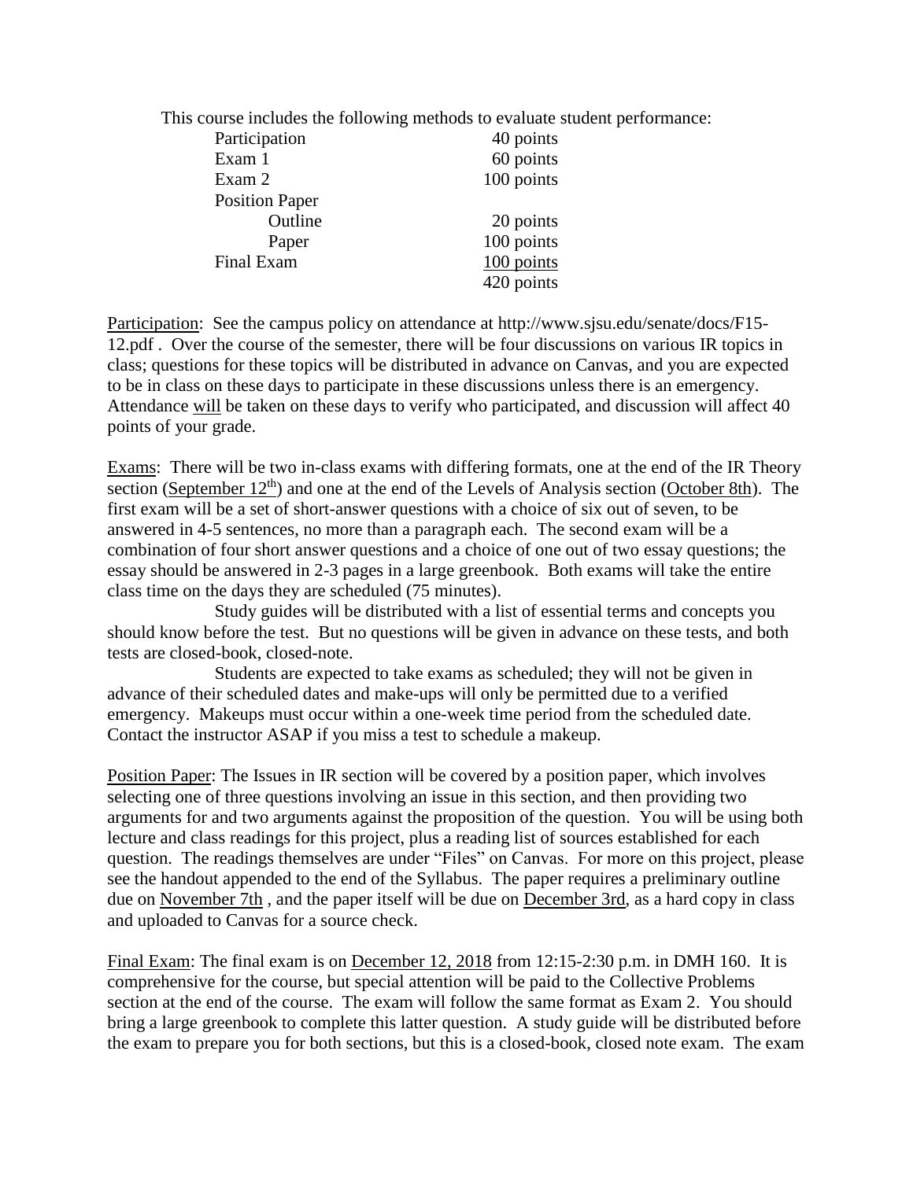This course includes the following methods to evaluate student performance:

| | |
|---|---|
| Participation | 40 points |
| Exam 1 | 60 points |
| Exam 2 | 100 points |
| Position Paper | |
| Outline | 20 points |
| Paper | 100 points |
| Final Exam | 100 points |
| | 420 points |

Participation: See the campus policy on attendance at http://www.sjsu.edu/senate/docs/F15-12.pdf . Over the course of the semester, there will be four discussions on various IR topics in class; questions for these topics will be distributed in advance on Canvas, and you are expected to be in class on these days to participate in these discussions unless there is an emergency. Attendance will be taken on these days to verify who participated, and discussion will affect 40 points of your grade.

Exams: There will be two in-class exams with differing formats, one at the end of the IR Theory section (September 12th) and one at the end of the Levels of Analysis section (October 8th). The first exam will be a set of short-answer questions with a choice of six out of seven, to be answered in 4-5 sentences, no more than a paragraph each. The second exam will be a combination of four short answer questions and a choice of one out of two essay questions; the essay should be answered in 2-3 pages in a large greenbook. Both exams will take the entire class time on the days they are scheduled (75 minutes).

Study guides will be distributed with a list of essential terms and concepts you should know before the test. But no questions will be given in advance on these tests, and both tests are closed-book, closed-note.

Students are expected to take exams as scheduled; they will not be given in advance of their scheduled dates and make-ups will only be permitted due to a verified emergency. Makeups must occur within a one-week time period from the scheduled date. Contact the instructor ASAP if you miss a test to schedule a makeup.

Position Paper: The Issues in IR section will be covered by a position paper, which involves selecting one of three questions involving an issue in this section, and then providing two arguments for and two arguments against the proposition of the question. You will be using both lecture and class readings for this project, plus a reading list of sources established for each question. The readings themselves are under "Files" on Canvas. For more on this project, please see the handout appended to the end of the Syllabus. The paper requires a preliminary outline due on November 7th , and the paper itself will be due on December 3rd, as a hard copy in class and uploaded to Canvas for a source check.

Final Exam: The final exam is on December 12, 2018 from 12:15-2:30 p.m. in DMH 160. It is comprehensive for the course, but special attention will be paid to the Collective Problems section at the end of the course. The exam will follow the same format as Exam 2. You should bring a large greenbook to complete this latter question. A study guide will be distributed before the exam to prepare you for both sections, but this is a closed-book, closed note exam. The exam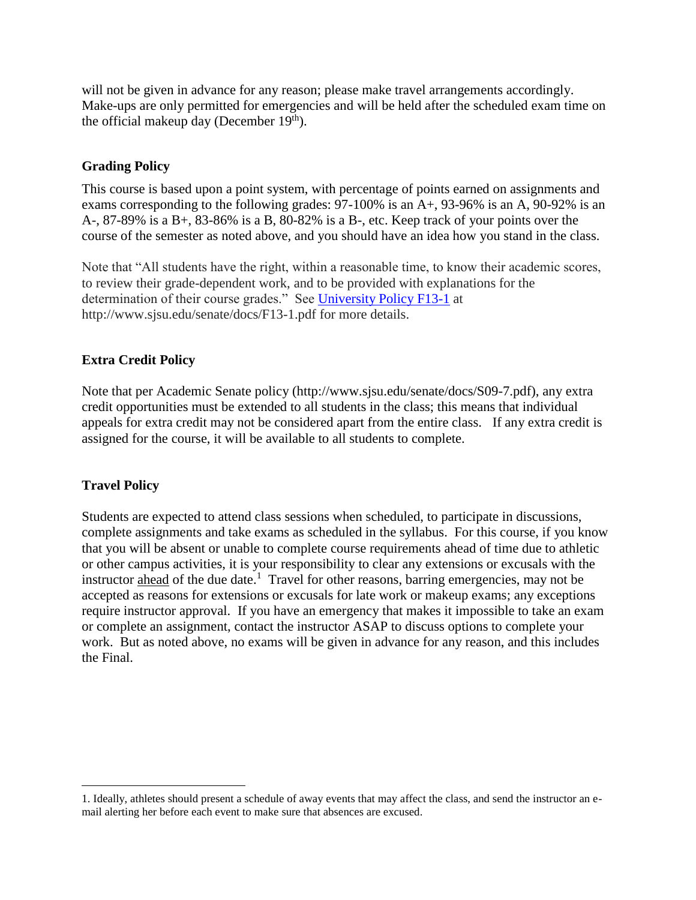will not be given in advance for any reason; please make travel arrangements accordingly. Make-ups are only permitted for emergencies and will be held after the scheduled exam time on the official makeup day (December 19th).

### Grading Policy

This course is based upon a point system, with percentage of points earned on assignments and exams corresponding to the following grades: 97-100% is an A+, 93-96% is an A, 90-92% is an A-, 87-89% is a B+, 83-86% is a B, 80-82% is a B-, etc. Keep track of your points over the course of the semester as noted above, and you should have an idea how you stand in the class.

Note that "All students have the right, within a reasonable time, to know their academic scores, to review their grade-dependent work, and to be provided with explanations for the determination of their course grades." See [University Policy F13-1](http://www.sjsu.edu/senate/docs/F13-1.pdf) at http://www.sjsu.edu/senate/docs/F13-1.pdf for more details.

### Extra Credit Policy

Note that per Academic Senate policy (http://www.sjsu.edu/senate/docs/S09-7.pdf), any extra credit opportunities must be extended to all students in the class; this means that individual appeals for extra credit may not be considered apart from the entire class. If any extra credit is assigned for the course, it will be available to all students to complete.

### Travel Policy

Students are expected to attend class sessions when scheduled, to participate in discussions, complete assignments and take exams as scheduled in the syllabus. For this course, if you know that you will be absent or unable to complete course requirements ahead of time due to athletic or other campus activities, it is your responsibility to clear any extensions or excusals with the instructor <u>ahead</u> of the due date.[1] Travel for other reasons, barring emergencies, may not be accepted as reasons for extensions or excusals for late work or makeup exams; any exceptions require instructor approval. If you have an emergency that makes it impossible to take an exam or complete an assignment, contact the instructor ASAP to discuss options to complete your work. But as noted above, no exams will be given in advance for any reason, and this includes the Final.

---

1. Ideally, athletes should present a schedule of away events that may affect the class, and send the instructor an e-mail alerting her before each event to make sure that absences are excused.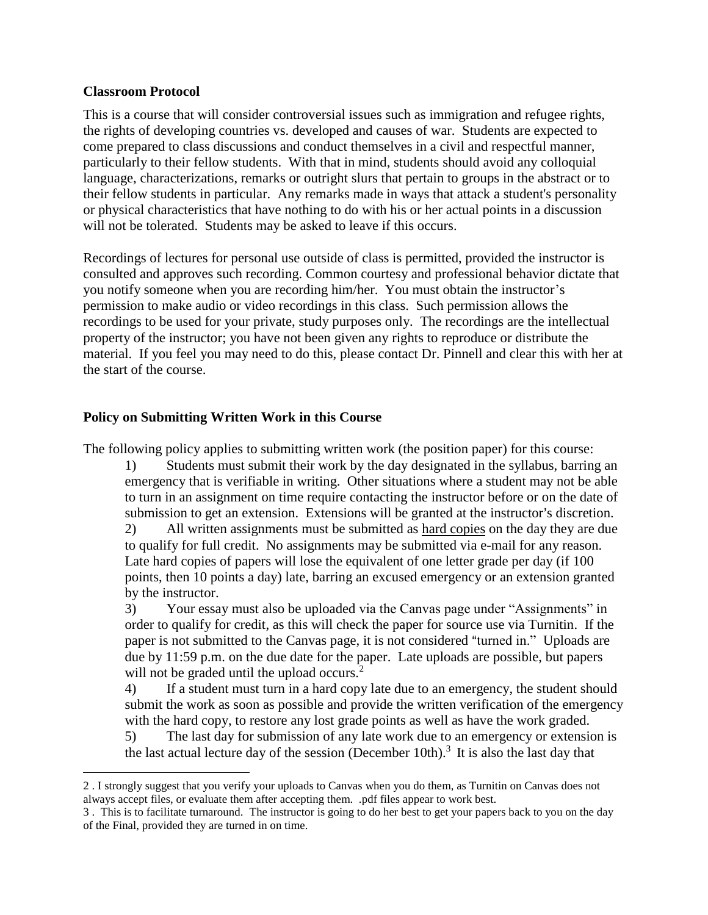**Classroom Protocol**

This is a course that will consider controversial issues such as immigration and refugee rights, the rights of developing countries vs. developed and causes of war. Students are expected to come prepared to class discussions and conduct themselves in a civil and respectful manner, particularly to their fellow students. With that in mind, students should avoid any colloquial language, characterizations, remarks or outright slurs that pertain to groups in the abstract or to their fellow students in particular. Any remarks made in ways that attack a student's personality or physical characteristics that have nothing to do with his or her actual points in a discussion will not be tolerated. Students may be asked to leave if this occurs.

Recordings of lectures for personal use outside of class is permitted, provided the instructor is consulted and approves such recording. Common courtesy and professional behavior dictate that you notify someone when you are recording him/her. You must obtain the instructor's permission to make audio or video recordings in this class. Such permission allows the recordings to be used for your private, study purposes only. The recordings are the intellectual property of the instructor; you have not been given any rights to reproduce or distribute the material. If you feel you may need to do this, please contact Dr. Pinnell and clear this with her at the start of the course.

**Policy on Submitting Written Work in this Course**

The following policy applies to submitting written work (the position paper) for this course:

1) Students must submit their work by the day designated in the syllabus, barring an emergency that is verifiable in writing. Other situations where a student may not be able to turn in an assignment on time require contacting the instructor before or on the date of submission to get an extension. Extensions will be granted at the instructor's discretion.

2) All written assignments must be submitted as <u>hard copies</u> on the day they are due to qualify for full credit. No assignments may be submitted via e-mail for any reason. Late hard copies of papers will lose the equivalent of one letter grade per day (if 100 points, then 10 points a day) late, barring an excused emergency or an extension granted by the instructor.

3) Your essay must also be uploaded via the Canvas page under "Assignments" in order to qualify for credit, as this will check the paper for source use via Turnitin. If the paper is not submitted to the Canvas page, it is not considered "turned in." Uploads are due by 11:59 p.m. on the due date for the paper. Late uploads are possible, but papers will not be graded until the upload occurs.[2]

4) If a student must turn in a hard copy late due to an emergency, the student should submit the work as soon as possible and provide the written verification of the emergency with the hard copy, to restore any lost grade points as well as have the work graded.

5) The last day for submission of any late work due to an emergency or extension is the last actual lecture day of the session (December 10th).[3] It is also the last day that

---

2 . I strongly suggest that you verify your uploads to Canvas when you do them, as Turnitin on Canvas does not always accept files, or evaluate them after accepting them. .pdf files appear to work best.

3 . This is to facilitate turnaround. The instructor is going to do her best to get your papers back to you on the day of the Final, provided they are turned in on time.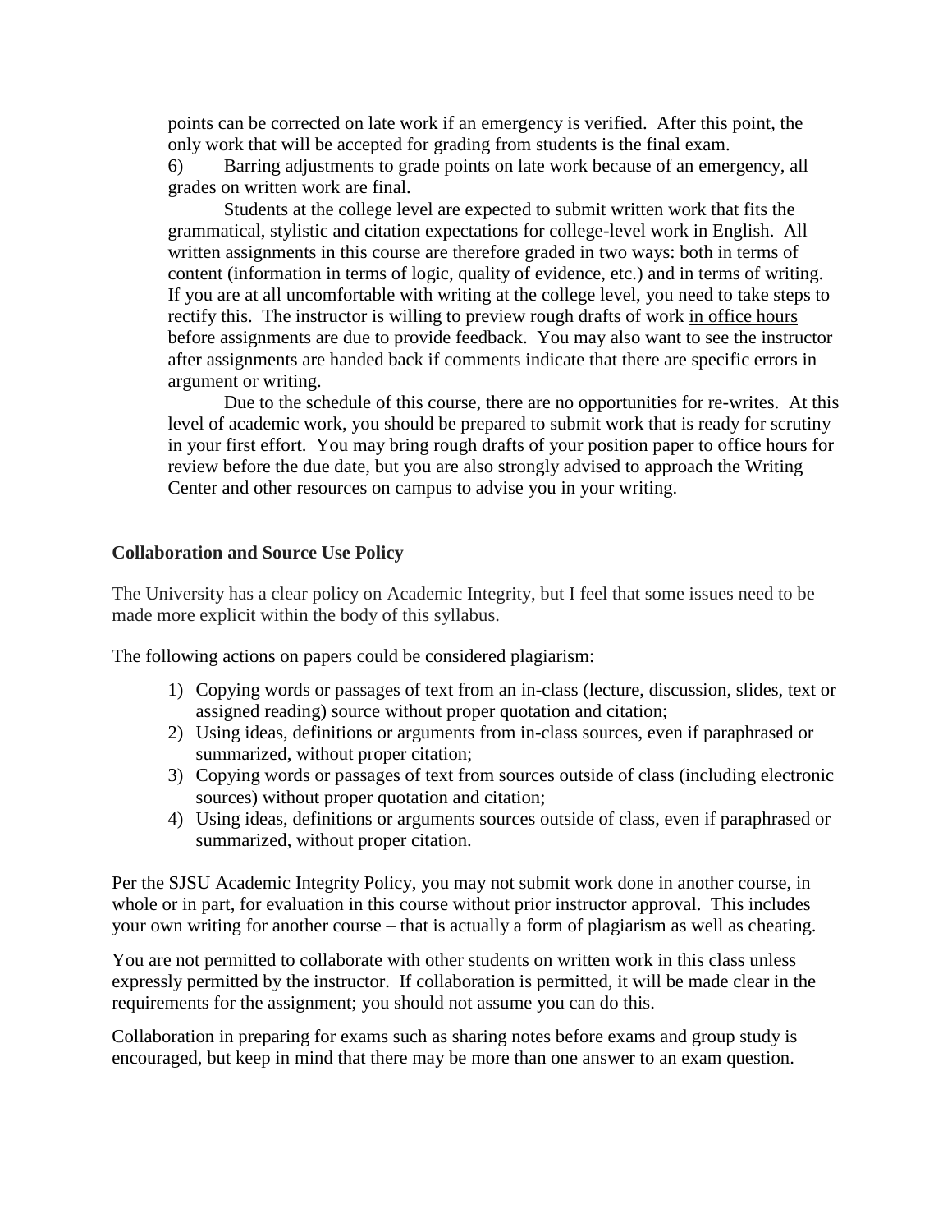points can be corrected on late work if an emergency is verified. After this point, the only work that will be accepted for grading from students is the final exam.

6) Barring adjustments to grade points on late work because of an emergency, all grades on written work are final.

Students at the college level are expected to submit written work that fits the grammatical, stylistic and citation expectations for college-level work in English. All written assignments in this course are therefore graded in two ways: both in terms of content (information in terms of logic, quality of evidence, etc.) and in terms of writing. If you are at all uncomfortable with writing at the college level, you need to take steps to rectify this. The instructor is willing to preview rough drafts of work <u>in office hours</u> before assignments are due to provide feedback. You may also want to see the instructor after assignments are handed back if comments indicate that there are specific errors in argument or writing.

Due to the schedule of this course, there are no opportunities for re-writes. At this level of academic work, you should be prepared to submit work that is ready for scrutiny in your first effort. You may bring rough drafts of your position paper to office hours for review before the due date, but you are also strongly advised to approach the Writing Center and other resources on campus to advise you in your writing.

**Collaboration and Source Use Policy**

The University has a clear policy on Academic Integrity, but I feel that some issues need to be made more explicit within the body of this syllabus.

The following actions on papers could be considered plagiarism:

1) Copying words or passages of text from an in-class (lecture, discussion, slides, text or assigned reading) source without proper quotation and citation;
2) Using ideas, definitions or arguments from in-class sources, even if paraphrased or summarized, without proper citation;
3) Copying words or passages of text from sources outside of class (including electronic sources) without proper quotation and citation;
4) Using ideas, definitions or arguments sources outside of class, even if paraphrased or summarized, without proper citation.

Per the SJSU Academic Integrity Policy, you may not submit work done in another course, in whole or in part, for evaluation in this course without prior instructor approval. This includes your own writing for another course – that is actually a form of plagiarism as well as cheating.

You are not permitted to collaborate with other students on written work in this class unless expressly permitted by the instructor. If collaboration is permitted, it will be made clear in the requirements for the assignment; you should not assume you can do this.

Collaboration in preparing for exams such as sharing notes before exams and group study is encouraged, but keep in mind that there may be more than one answer to an exam question.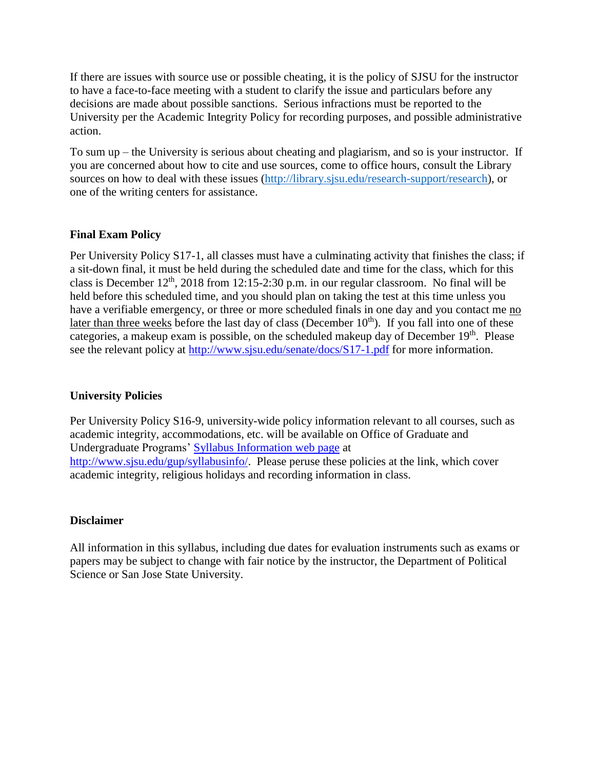If there are issues with source use or possible cheating, it is the policy of SJSU for the instructor to have a face-to-face meeting with a student to clarify the issue and particulars before any decisions are made about possible sanctions. Serious infractions must be reported to the University per the Academic Integrity Policy for recording purposes, and possible administrative action.

To sum up – the University is serious about cheating and plagiarism, and so is your instructor. If you are concerned about how to cite and use sources, come to office hours, consult the Library sources on how to deal with these issues ([http://library.sjsu.edu/research-support/research](http://library.sjsu.edu/research-support/research)), or one of the writing centers for assistance.

### Final Exam Policy

Per University Policy S17-1, all classes must have a culminating activity that finishes the class; if a sit-down final, it must be held during the scheduled date and time for the class, which for this class is December 12th, 2018 from 12:15-2:30 p.m. in our regular classroom. No final will be held before this scheduled time, and you should plan on taking the test at this time unless you have a verifiable emergency, or three or more scheduled finals in one day and you contact me no later than three weeks before the last day of class (December 10th). If you fall into one of these categories, a makeup exam is possible, on the scheduled makeup day of December 19th. Please see the relevant policy at [http://www.sjsu.edu/senate/docs/S17-1.pdf](http://www.sjsu.edu/senate/docs/S17-1.pdf) for more information.

### University Policies

Per University Policy S16-9, university-wide policy information relevant to all courses, such as academic integrity, accommodations, etc. will be available on Office of Graduate and Undergraduate Programs' [Syllabus Information web page](http://www.sjsu.edu/gup/syllabusinfo/) at [http://www.sjsu.edu/gup/syllabusinfo/](http://www.sjsu.edu/gup/syllabusinfo/). Please peruse these policies at the link, which cover academic integrity, religious holidays and recording information in class.

### Disclaimer

All information in this syllabus, including due dates for evaluation instruments such as exams or papers may be subject to change with fair notice by the instructor, the Department of Political Science or San Jose State University.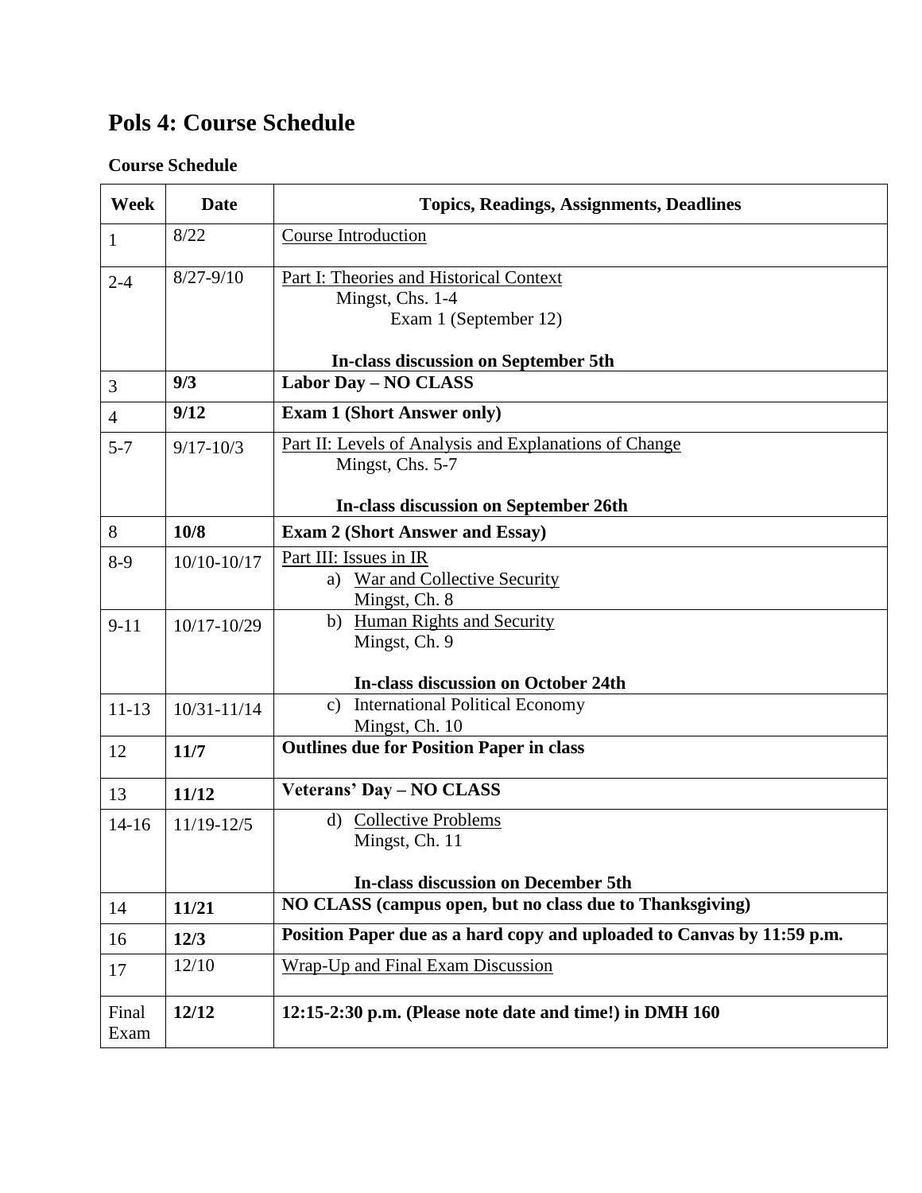# Pols 4: Course Schedule

**Course Schedule**

| Week | Date | Topics, Readings, Assignments, Deadlines |
|---|---|---|
| 1 | 8/22 | Course Introduction |
| 2-4 | 8/27-9/10 | Part I: Theories and Historical Context<br>Mingst, Chs. 1-4<br>Exam 1 (September 12)<br><br>**In-class discussion on September 5th** |
| 3 | **9/3** | **Labor Day – NO CLASS** |
| 4 | **9/12** | **Exam 1 (Short Answer only)** |
| 5-7 | 9/17-10/3 | Part II: Levels of Analysis and Explanations of Change<br>Mingst, Chs. 5-7<br><br>**In-class discussion on September 26th** |
| 8 | **10/8** | **Exam 2 (Short Answer and Essay)** |
| 8-9 | 10/10-10/17 | Part III: Issues in IR<br>a) War and Collective Security<br>Mingst, Ch. 8 |
| 9-11 | 10/17-10/29 | b) Human Rights and Security<br>Mingst, Ch. 9<br><br>**In-class discussion on October 24th** |
| 11-13 | 10/31-11/14 | c) International Political Economy<br>Mingst, Ch. 10 |
| 12 | **11/7** | **Outlines due for Position Paper in class** |
| 13 | **11/12** | **Veterans' Day – NO CLASS** |
| 14-16 | 11/19-12/5 | d) Collective Problems<br>Mingst, Ch. 11<br><br>**In-class discussion on December 5th** |
| 14 | **11/21** | **NO CLASS (campus open, but no class due to Thanksgiving)** |
| 16 | **12/3** | **Position Paper due as a hard copy and uploaded to Canvas by 11:59 p.m.** |
| 17 | 12/10 | Wrap-Up and Final Exam Discussion |
| Final Exam | **12/12** | **12:15-2:30 p.m. (Please note date and time!) in DMH 160** |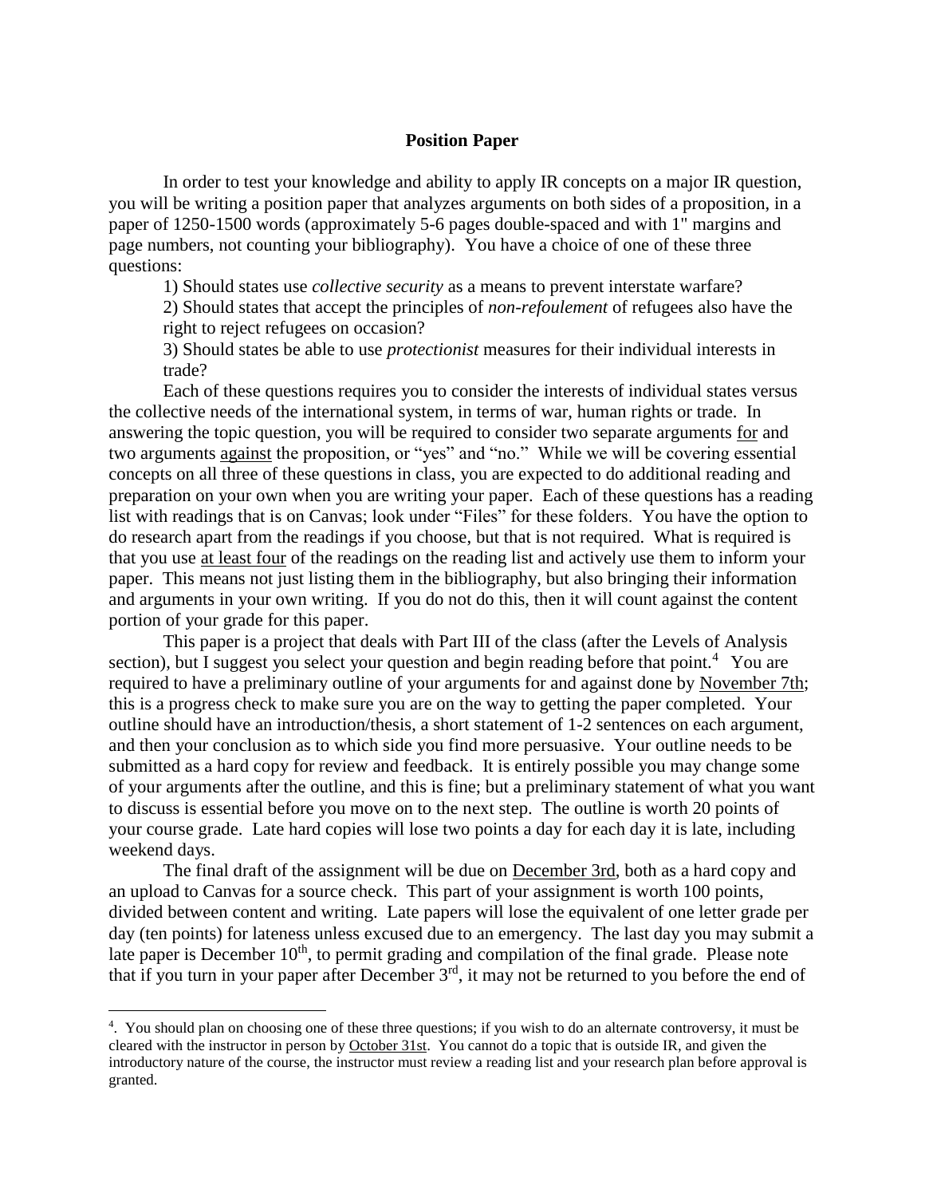## Position Paper

In order to test your knowledge and ability to apply IR concepts on a major IR question, you will be writing a position paper that analyzes arguments on both sides of a proposition, in a paper of 1250-1500 words (approximately 5-6 pages double-spaced and with 1" margins and page numbers, not counting your bibliography). You have a choice of one of these three questions:

1) Should states use *collective security* as a means to prevent interstate warfare?

2) Should states that accept the principles of *non-refoulement* of refugees also have the right to reject refugees on occasion?

3) Should states be able to use *protectionist* measures for their individual interests in trade?

Each of these questions requires you to consider the interests of individual states versus the collective needs of the international system, in terms of war, human rights or trade. In answering the topic question, you will be required to consider two separate arguments <u>for</u> and two arguments <u>against</u> the proposition, or "yes" and "no." While we will be covering essential concepts on all three of these questions in class, you are expected to do additional reading and preparation on your own when you are writing your paper. Each of these questions has a reading list with readings that is on Canvas; look under "Files" for these folders. You have the option to do research apart from the readings if you choose, but that is not required. What is required is that you use <u>at least four</u> of the readings on the reading list and actively use them to inform your paper. This means not just listing them in the bibliography, but also bringing their information and arguments in your own writing. If you do not do this, then it will count against the content portion of your grade for this paper.

This paper is a project that deals with Part III of the class (after the Levels of Analysis section), but I suggest you select your question and begin reading before that point.[4] You are required to have a preliminary outline of your arguments for and against done by <u>November 7th</u>; this is a progress check to make sure you are on the way to getting the paper completed. Your outline should have an introduction/thesis, a short statement of 1-2 sentences on each argument, and then your conclusion as to which side you find more persuasive. Your outline needs to be submitted as a hard copy for review and feedback. It is entirely possible you may change some of your arguments after the outline, and this is fine; but a preliminary statement of what you want to discuss is essential before you move on to the next step. The outline is worth 20 points of your course grade. Late hard copies will lose two points a day for each day it is late, including weekend days.

The final draft of the assignment will be due on <u>December 3rd</u>, both as a hard copy and an upload to Canvas for a source check. This part of your assignment is worth 100 points, divided between content and writing. Late papers will lose the equivalent of one letter grade per day (ten points) for lateness unless excused due to an emergency. The last day you may submit a late paper is December 10th, to permit grading and compilation of the final grade. Please note that if you turn in your paper after December 3rd, it may not be returned to you before the end of

---

[4]. You should plan on choosing one of these three questions; if you wish to do an alternate controversy, it must be cleared with the instructor in person by <u>October 31st</u>. You cannot do a topic that is outside IR, and given the introductory nature of the course, the instructor must review a reading list and your research plan before approval is granted.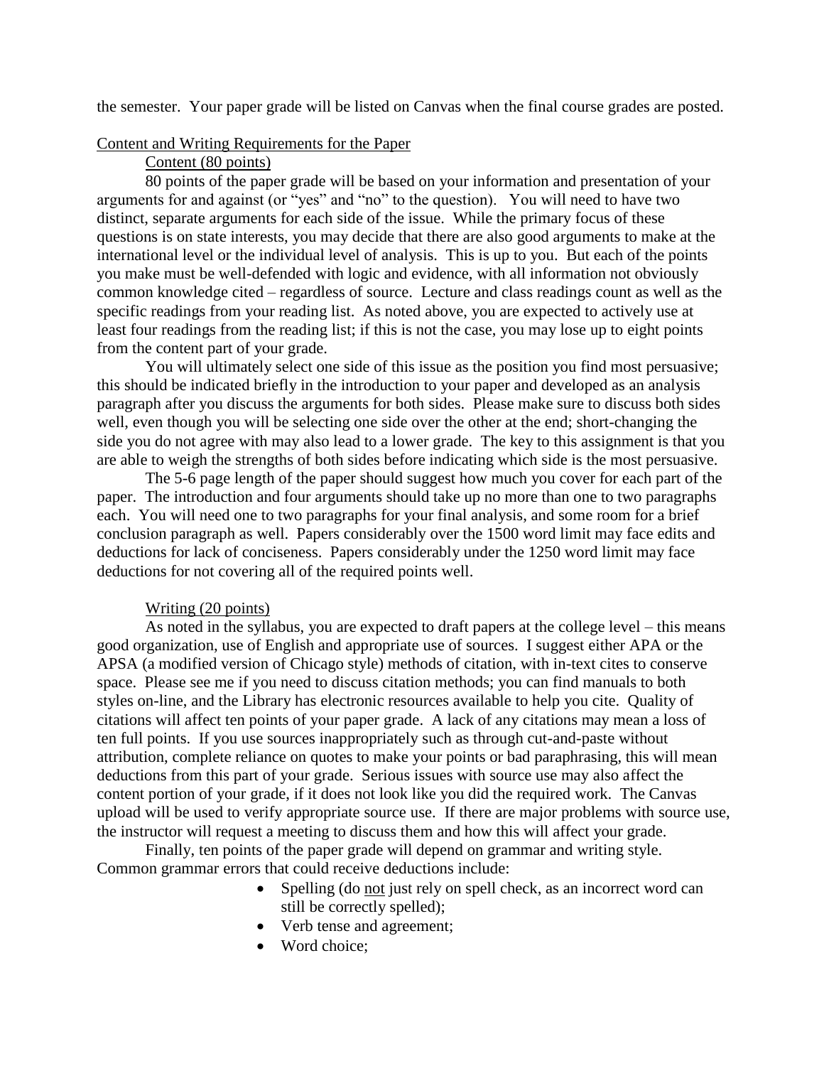the semester. Your paper grade will be listed on Canvas when the final course grades are posted.

## Content and Writing Requirements for the Paper

### Content (80 points)

80 points of the paper grade will be based on your information and presentation of your arguments for and against (or "yes" and "no" to the question). You will need to have two distinct, separate arguments for each side of the issue. While the primary focus of these questions is on state interests, you may decide that there are also good arguments to make at the international level or the individual level of analysis. This is up to you. But each of the points you make must be well-defended with logic and evidence, with all information not obviously common knowledge cited – regardless of source. Lecture and class readings count as well as the specific readings from your reading list. As noted above, you are expected to actively use at least four readings from the reading list; if this is not the case, you may lose up to eight points from the content part of your grade.

You will ultimately select one side of this issue as the position you find most persuasive; this should be indicated briefly in the introduction to your paper and developed as an analysis paragraph after you discuss the arguments for both sides. Please make sure to discuss both sides well, even though you will be selecting one side over the other at the end; short-changing the side you do not agree with may also lead to a lower grade. The key to this assignment is that you are able to weigh the strengths of both sides before indicating which side is the most persuasive.

The 5-6 page length of the paper should suggest how much you cover for each part of the paper. The introduction and four arguments should take up no more than one to two paragraphs each. You will need one to two paragraphs for your final analysis, and some room for a brief conclusion paragraph as well. Papers considerably over the 1500 word limit may face edits and deductions for lack of conciseness. Papers considerably under the 1250 word limit may face deductions for not covering all of the required points well.

### Writing (20 points)

As noted in the syllabus, you are expected to draft papers at the college level – this means good organization, use of English and appropriate use of sources. I suggest either APA or the APSA (a modified version of Chicago style) methods of citation, with in-text cites to conserve space. Please see me if you need to discuss citation methods; you can find manuals to both styles on-line, and the Library has electronic resources available to help you cite. Quality of citations will affect ten points of your paper grade. A lack of any citations may mean a loss of ten full points. If you use sources inappropriately such as through cut-and-paste without attribution, complete reliance on quotes to make your points or bad paraphrasing, this will mean deductions from this part of your grade. Serious issues with source use may also affect the content portion of your grade, if it does not look like you did the required work. The Canvas upload will be used to verify appropriate source use. If there are major problems with source use, the instructor will request a meeting to discuss them and how this will affect your grade.

Finally, ten points of the paper grade will depend on grammar and writing style. Common grammar errors that could receive deductions include:

- Spelling (do not just rely on spell check, as an incorrect word can still be correctly spelled);
- Verb tense and agreement;
- Word choice;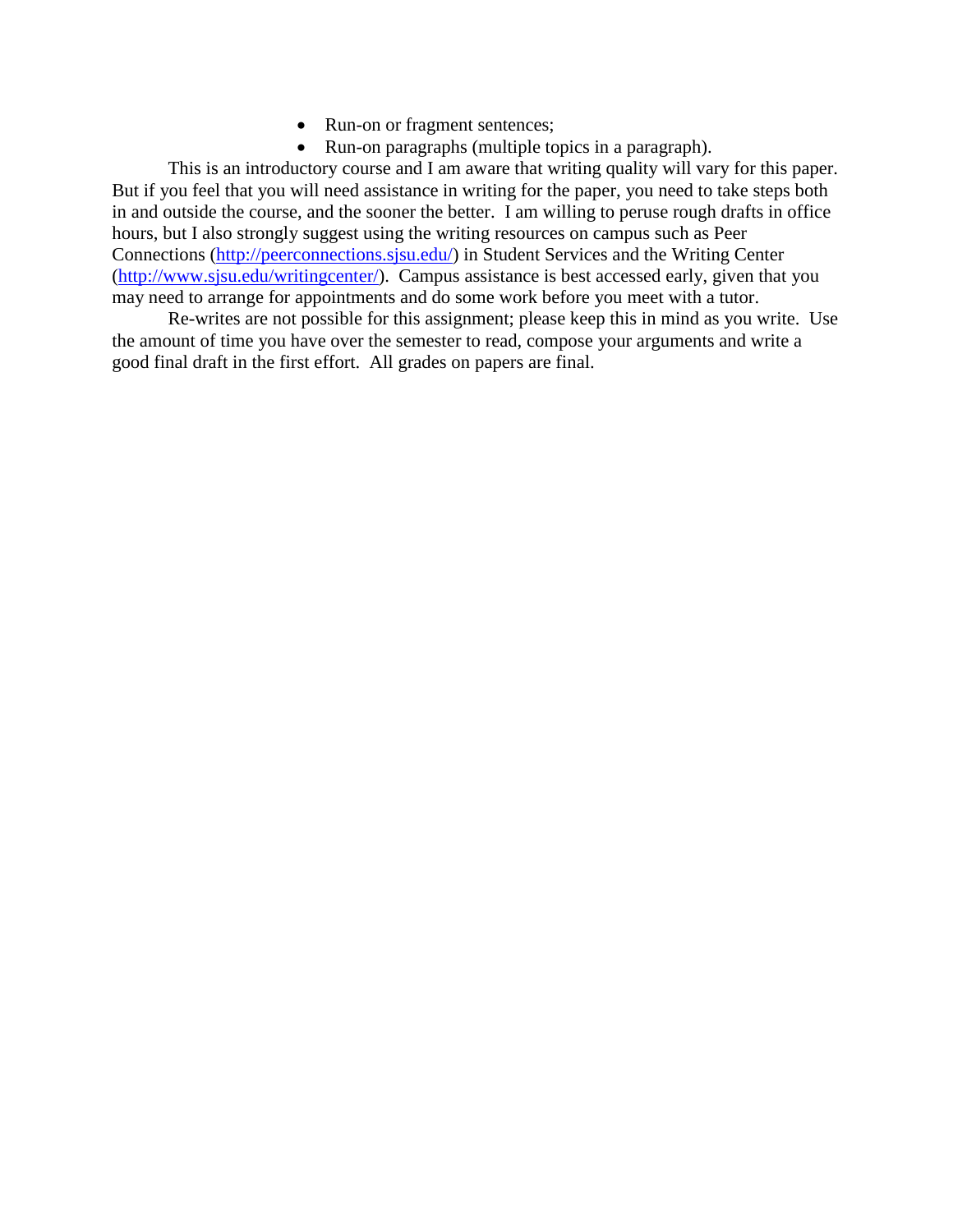- Run-on or fragment sentences;
- Run-on paragraphs (multiple topics in a paragraph).

This is an introductory course and I am aware that writing quality will vary for this paper. But if you feel that you will need assistance in writing for the paper, you need to take steps both in and outside the course, and the sooner the better. I am willing to peruse rough drafts in office hours, but I also strongly suggest using the writing resources on campus such as Peer Connections ([http://peerconnections.sjsu.edu/](http://peerconnections.sjsu.edu/)) in Student Services and the Writing Center ([http://www.sjsu.edu/writingcenter/](http://www.sjsu.edu/writingcenter/)). Campus assistance is best accessed early, given that you may need to arrange for appointments and do some work before you meet with a tutor.

Re-writes are not possible for this assignment; please keep this in mind as you write. Use the amount of time you have over the semester to read, compose your arguments and write a good final draft in the first effort. All grades on papers are final.